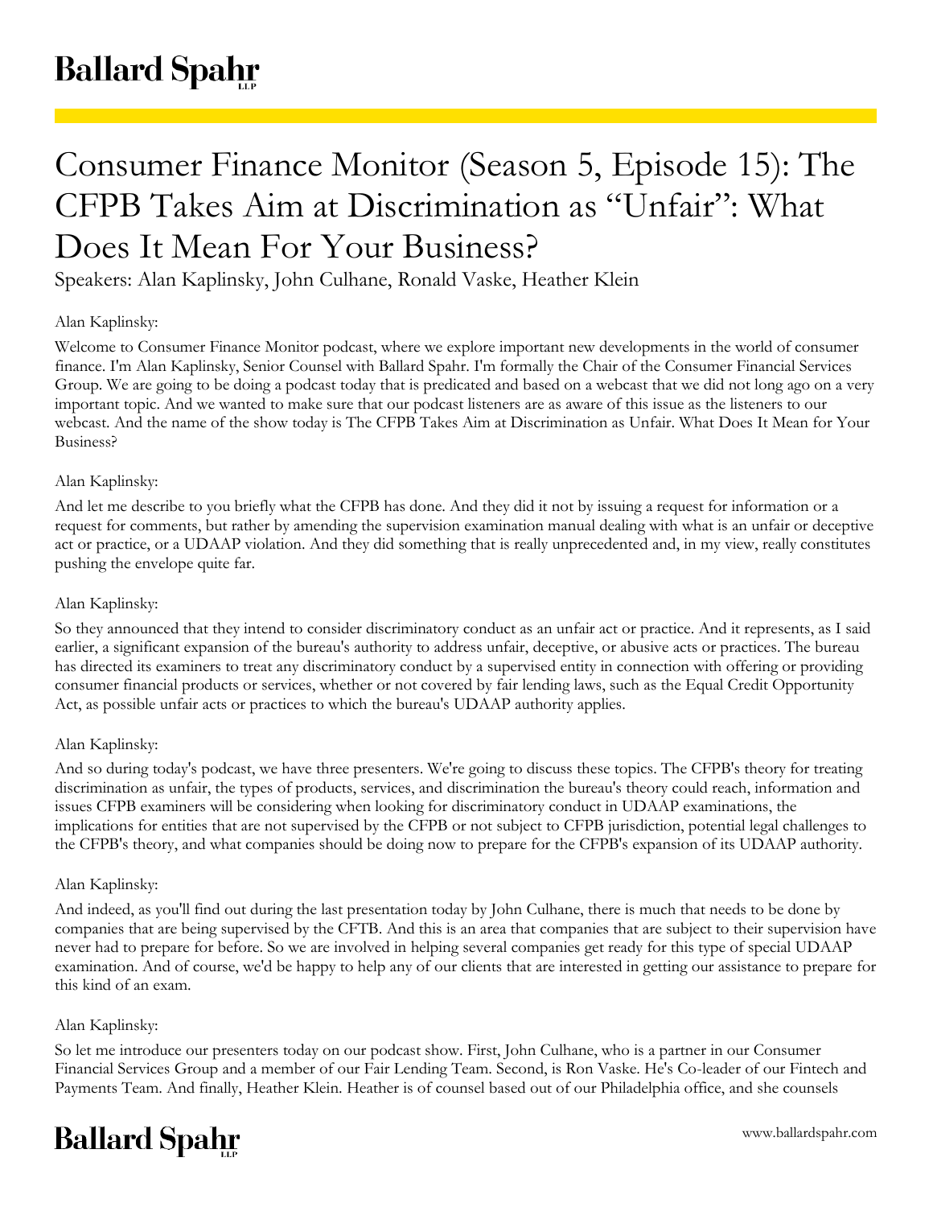# Consumer Finance Monitor (Season 5, Episode 15): The CFPB Takes Aim at Discrimination as "Unfair": What Does It Mean For Your Business?

Speakers: Alan Kaplinsky, John Culhane, Ronald Vaske, Heather Klein

Alan Kaplinsky:

Welcome to Consumer Finance Monitor podcast, where we explore important new developments in the world of consumer finance. I'm Alan Kaplinsky, Senior Counsel with Ballard Spahr. I'm formally the Chair of the Consumer Financial Services Group. We are going to be doing a podcast today that is predicated and based on a webcast that we did not long ago on a very important topic. And we wanted to make sure that our podcast listeners are as aware of this issue as the listeners to our webcast. And the name of the show today is The CFPB Takes Aim at Discrimination as Unfair. What Does It Mean for Your Business?

Alan Kaplinsky:

And let me describe to you briefly what the CFPB has done. And they did it not by issuing a request for information or a request for comments, but rather by amending the supervision examination manual dealing with what is an unfair or deceptive act or practice, or a UDAAP violation. And they did something that is really unprecedented and, in my view, really constitutes pushing the envelope quite far.

Alan Kaplinsky:

So they announced that they intend to consider discriminatory conduct as an unfair act or practice. And it represents, as I said earlier, a significant expansion of the bureau's authority to address unfair, deceptive, or abusive acts or practices. The bureau has directed its examiners to treat any discriminatory conduct by a supervised entity in connection with offering or providing consumer financial products or services, whether or not covered by fair lending laws, such as the Equal Credit Opportunity Act, as possible unfair acts or practices to which the bureau's UDAAP authority applies.

Alan Kaplinsky:

And so during today's podcast, we have three presenters. We're going to discuss these topics. The CFPB's theory for treating discrimination as unfair, the types of products, services, and discrimination the bureau's theory could reach, information and issues CFPB examiners will be considering when looking for discriminatory conduct in UDAAP examinations, the implications for entities that are not supervised by the CFPB or not subject to CFPB jurisdiction, potential legal challenges to the CFPB's theory, and what companies should be doing now to prepare for the CFPB's expansion of its UDAAP authority.

Alan Kaplinsky:

And indeed, as you'll find out during the last presentation today by John Culhane, there is much that needs to be done by companies that are being supervised by the CFTB. And this is an area that companies that are subject to their supervision have never had to prepare for before. So we are involved in helping several companies get ready for this type of special UDAAP examination. And of course, we'd be happy to help any of our clients that are interested in getting our assistance to prepare for this kind of an exam.

Alan Kaplinsky:

So let me introduce our presenters today on our podcast show. First, John Culhane, who is a partner in our Consumer Financial Services Group and a member of our Fair Lending Team. Second, is Ron Vaske. He's Co-leader of our Fintech and Payments Team. And finally, Heather Klein. Heather is of counsel based out of our Philadelphia office, and she counsels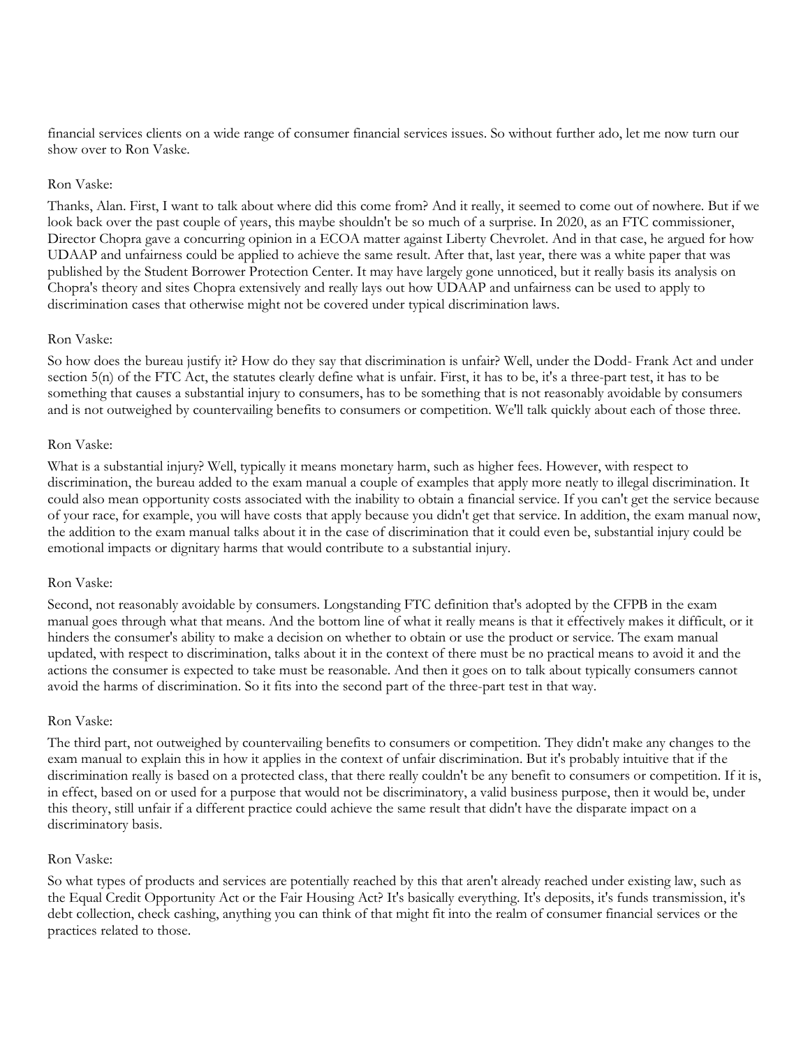financial services clients on a wide range of consumer financial services issues. So without further ado, let me now turn our show over to Ron Vaske.

Ron Vaske:

Thanks, Alan. First, I want to talk about where did this come from? And it really, it seemed to come out of nowhere. But if we look back over the past couple of years, this maybe shouldn't be so much of a surprise. In 2020, as an FTC commissioner, Director Chopra gave a concurring opinion in a ECOA matter against Liberty Chevrolet. And in that case, he argued for how UDAAP and unfairness could be applied to achieve the same result. After that, last year, there was a white paper that was published by the Student Borrower Protection Center. It may have largely gone unnoticed, but it really basis its analysis on Chopra's theory and sites Chopra extensively and really lays out how UDAAP and unfairness can be used to apply to discrimination cases that otherwise might not be covered under typical discrimination laws.

Ron Vaske:

So how does the bureau justify it? How do they say that discrimination is unfair? Well, under the Dodd- Frank Act and under section 5(n) of the FTC Act, the statutes clearly define what is unfair. First, it has to be, it's a three-part test, it has to be something that causes a substantial injury to consumers, has to be something that is not reasonably avoidable by consumers and is not outweighed by countervailing benefits to consumers or competition. We'll talk quickly about each of those three.

Ron Vaske:

What is a substantial injury? Well, typically it means monetary harm, such as higher fees. However, with respect to discrimination, the bureau added to the exam manual a couple of examples that apply more neatly to illegal discrimination. It could also mean opportunity costs associated with the inability to obtain a financial service. If you can't get the service because of your race, for example, you will have costs that apply because you didn't get that service. In addition, the exam manual now, the addition to the exam manual talks about it in the case of discrimination that it could even be, substantial injury could be emotional impacts or dignitary harms that would contribute to a substantial injury.

Ron Vaske:

Second, not reasonably avoidable by consumers. Longstanding FTC definition that's adopted by the CFPB in the exam manual goes through what that means. And the bottom line of what it really means is that it effectively makes it difficult, or it hinders the consumer's ability to make a decision on whether to obtain or use the product or service. The exam manual updated, with respect to discrimination, talks about it in the context of there must be no practical means to avoid it and the actions the consumer is expected to take must be reasonable. And then it goes on to talk about typically consumers cannot avoid the harms of discrimination. So it fits into the second part of the three-part test in that way.

Ron Vaske:

The third part, not outweighed by countervailing benefits to consumers or competition. They didn't make any changes to the exam manual to explain this in how it applies in the context of unfair discrimination. But it's probably intuitive that if the discrimination really is based on a protected class, that there really couldn't be any benefit to consumers or competition. If it is, in effect, based on or used for a purpose that would not be discriminatory, a valid business purpose, then it would be, under this theory, still unfair if a different practice could achieve the same result that didn't have the disparate impact on a discriminatory basis.

Ron Vaske:

So what types of products and services are potentially reached by this that aren't already reached under existing law, such as the Equal Credit Opportunity Act or the Fair Housing Act? It's basically everything. It's deposits, it's funds transmission, it's debt collection, check cashing, anything you can think of that might fit into the realm of consumer financial services or the practices related to those.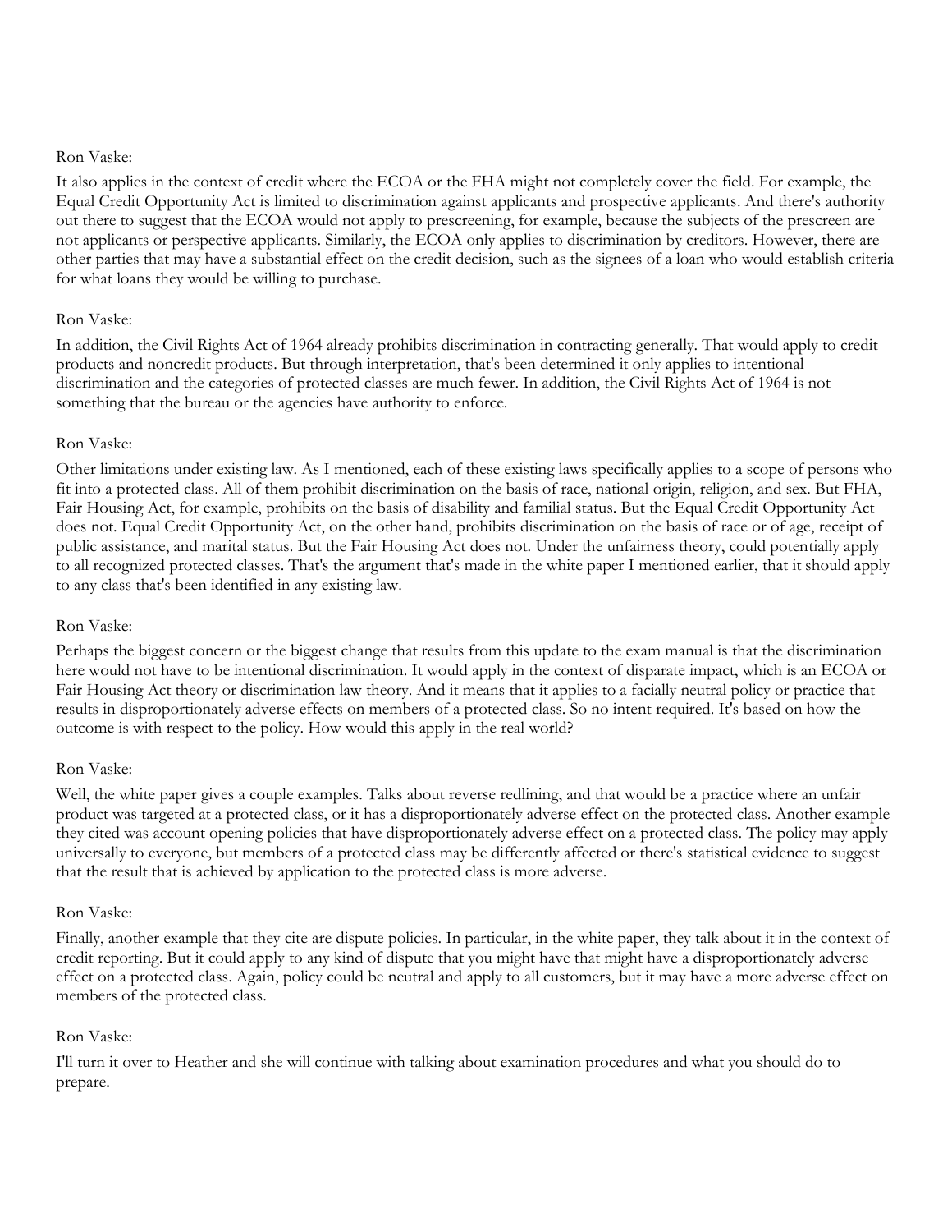Ron Vaske:

It also applies in the context of credit where the ECOA or the FHA might not completely cover the field. For example, the Equal Credit Opportunity Act is limited to discrimination against applicants and prospective applicants. And there's authority out there to suggest that the ECOA would not apply to prescreening, for example, because the subjects of the prescreen are not applicants or perspective applicants. Similarly, the ECOA only applies to discrimination by creditors. However, there are other parties that may have a substantial effect on the credit decision, such as the signees of a loan who would establish criteria for what loans they would be willing to purchase.

Ron Vaske:

In addition, the Civil Rights Act of 1964 already prohibits discrimination in contracting generally. That would apply to credit products and noncredit products. But through interpretation, that's been determined it only applies to intentional discrimination and the categories of protected classes are much fewer. In addition, the Civil Rights Act of 1964 is not something that the bureau or the agencies have authority to enforce.

Ron Vaske:

Other limitations under existing law. As I mentioned, each of these existing laws specifically applies to a scope of persons who fit into a protected class. All of them prohibit discrimination on the basis of race, national origin, religion, and sex. But FHA, Fair Housing Act, for example, prohibits on the basis of disability and familial status. But the Equal Credit Opportunity Act does not. Equal Credit Opportunity Act, on the other hand, prohibits discrimination on the basis of race or of age, receipt of public assistance, and marital status. But the Fair Housing Act does not. Under the unfairness theory, could potentially apply to all recognized protected classes. That's the argument that's made in the white paper I mentioned earlier, that it should apply to any class that's been identified in any existing law.

Ron Vaske:

Perhaps the biggest concern or the biggest change that results from this update to the exam manual is that the discrimination here would not have to be intentional discrimination. It would apply in the context of disparate impact, which is an ECOA or Fair Housing Act theory or discrimination law theory. And it means that it applies to a facially neutral policy or practice that results in disproportionately adverse effects on members of a protected class. So no intent required. It's based on how the outcome is with respect to the policy. How would this apply in the real world?

Ron Vaske:

Well, the white paper gives a couple examples. Talks about reverse redlining, and that would be a practice where an unfair product was targeted at a protected class, or it has a disproportionately adverse effect on the protected class. Another example they cited was account opening policies that have disproportionately adverse effect on a protected class. The policy may apply universally to everyone, but members of a protected class may be differently affected or there's statistical evidence to suggest that the result that is achieved by application to the protected class is more adverse.

Ron Vaske:

Finally, another example that they cite are dispute policies. In particular, in the white paper, they talk about it in the context of credit reporting. But it could apply to any kind of dispute that you might have that might have a disproportionately adverse effect on a protected class. Again, policy could be neutral and apply to all customers, but it may have a more adverse effect on members of the protected class.

Ron Vaske:

I'll turn it over to Heather and she will continue with talking about examination procedures and what you should do to prepare.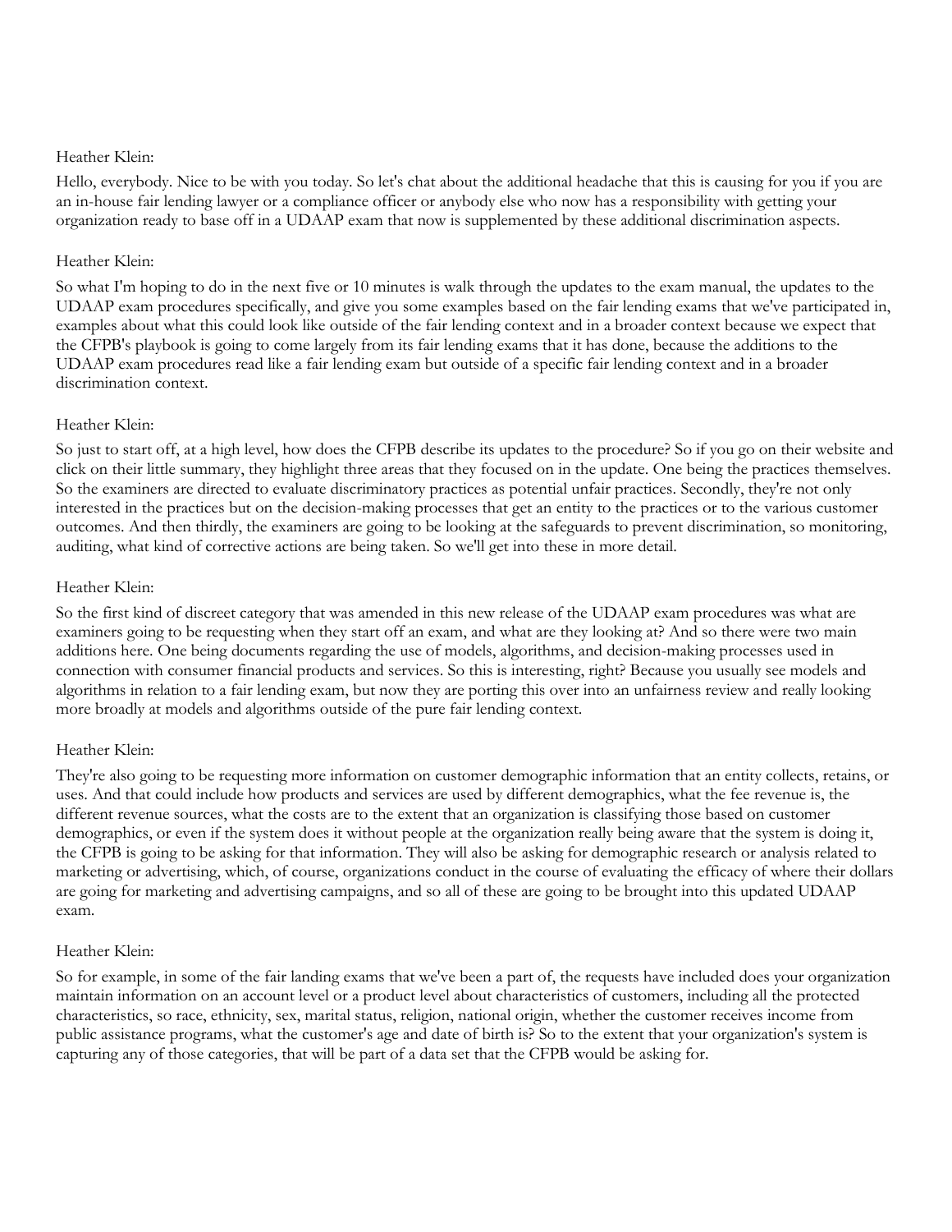Heather Klein:

Hello, everybody. Nice to be with you today. So let's chat about the additional headache that this is causing for you if you are an in-house fair lending lawyer or a compliance officer or anybody else who now has a responsibility with getting your organization ready to base off in a UDAAP exam that now is supplemented by these additional discrimination aspects.

Heather Klein:

So what I'm hoping to do in the next five or 10 minutes is walk through the updates to the exam manual, the updates to the UDAAP exam procedures specifically, and give you some examples based on the fair lending exams that we've participated in, examples about what this could look like outside of the fair lending context and in a broader context because we expect that the CFPB's playbook is going to come largely from its fair lending exams that it has done, because the additions to the UDAAP exam procedures read like a fair lending exam but outside of a specific fair lending context and in a broader discrimination context.

Heather Klein:

So just to start off, at a high level, how does the CFPB describe its updates to the procedure? So if you go on their website and click on their little summary, they highlight three areas that they focused on in the update. One being the practices themselves. So the examiners are directed to evaluate discriminatory practices as potential unfair practices. Secondly, they're not only interested in the practices but on the decision-making processes that get an entity to the practices or to the various customer outcomes. And then thirdly, the examiners are going to be looking at the safeguards to prevent discrimination, so monitoring, auditing, what kind of corrective actions are being taken. So we'll get into these in more detail.

Heather Klein:

So the first kind of discreet category that was amended in this new release of the UDAAP exam procedures was what are examiners going to be requesting when they start off an exam, and what are they looking at? And so there were two main additions here. One being documents regarding the use of models, algorithms, and decision-making processes used in connection with consumer financial products and services. So this is interesting, right? Because you usually see models and algorithms in relation to a fair lending exam, but now they are porting this over into an unfairness review and really looking more broadly at models and algorithms outside of the pure fair lending context.

Heather Klein:

They're also going to be requesting more information on customer demographic information that an entity collects, retains, or uses. And that could include how products and services are used by different demographics, what the fee revenue is, the different revenue sources, what the costs are to the extent that an organization is classifying those based on customer demographics, or even if the system does it without people at the organization really being aware that the system is doing it, the CFPB is going to be asking for that information. They will also be asking for demographic research or analysis related to marketing or advertising, which, of course, organizations conduct in the course of evaluating the efficacy of where their dollars are going for marketing and advertising campaigns, and so all of these are going to be brought into this updated UDAAP exam.

Heather Klein:

So for example, in some of the fair landing exams that we've been a part of, the requests have included does your organization maintain information on an account level or a product level about characteristics of customers, including all the protected characteristics, so race, ethnicity, sex, marital status, religion, national origin, whether the customer receives income from public assistance programs, what the customer's age and date of birth is? So to the extent that your organization's system is capturing any of those categories, that will be part of a data set that the CFPB would be asking for.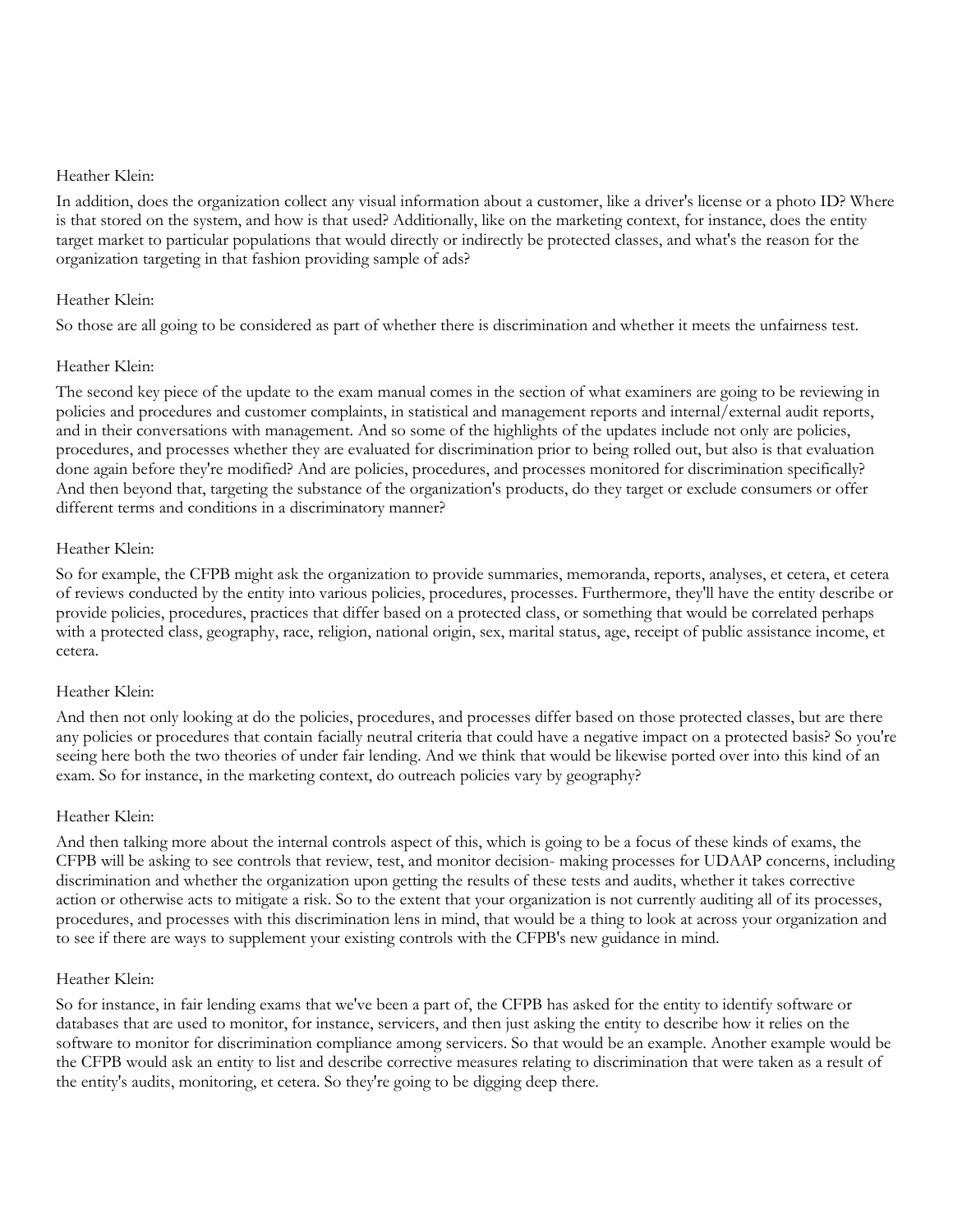Heather Klein:

In addition, does the organization collect any visual information about a customer, like a driver's license or a photo ID? Where is that stored on the system, and how is that used? Additionally, like on the marketing context, for instance, does the entity target market to particular populations that would directly or indirectly be protected classes, and what's the reason for the organization targeting in that fashion providing sample of ads?

Heather Klein:

So those are all going to be considered as part of whether there is discrimination and whether it meets the unfairness test.

Heather Klein:

The second key piece of the update to the exam manual comes in the section of what examiners are going to be reviewing in policies and procedures and customer complaints, in statistical and management reports and internal/external audit reports, and in their conversations with management. And so some of the highlights of the updates include not only are policies, procedures, and processes whether they are evaluated for discrimination prior to being rolled out, but also is that evaluation done again before they're modified? And are policies, procedures, and processes monitored for discrimination specifically? And then beyond that, targeting the substance of the organization's products, do they target or exclude consumers or offer different terms and conditions in a discriminatory manner?

Heather Klein:

So for example, the CFPB might ask the organization to provide summaries, memoranda, reports, analyses, et cetera, et cetera of reviews conducted by the entity into various policies, procedures, processes. Furthermore, they'll have the entity describe or provide policies, procedures, practices that differ based on a protected class, or something that would be correlated perhaps with a protected class, geography, race, religion, national origin, sex, marital status, age, receipt of public assistance income, et cetera.

Heather Klein:

And then not only looking at do the policies, procedures, and processes differ based on those protected classes, but are there any policies or procedures that contain facially neutral criteria that could have a negative impact on a protected basis? So you're seeing here both the two theories of under fair lending. And we think that would be likewise ported over into this kind of an exam. So for instance, in the marketing context, do outreach policies vary by geography?

Heather Klein:

And then talking more about the internal controls aspect of this, which is going to be a focus of these kinds of exams, the CFPB will be asking to see controls that review, test, and monitor decision- making processes for UDAAP concerns, including discrimination and whether the organization upon getting the results of these tests and audits, whether it takes corrective action or otherwise acts to mitigate a risk. So to the extent that your organization is not currently auditing all of its processes, procedures, and processes with this discrimination lens in mind, that would be a thing to look at across your organization and to see if there are ways to supplement your existing controls with the CFPB's new guidance in mind.

Heather Klein:

So for instance, in fair lending exams that we've been a part of, the CFPB has asked for the entity to identify software or databases that are used to monitor, for instance, servicers, and then just asking the entity to describe how it relies on the software to monitor for discrimination compliance among servicers. So that would be an example. Another example would be the CFPB would ask an entity to list and describe corrective measures relating to discrimination that were taken as a result of the entity's audits, monitoring, et cetera. So they're going to be digging deep there.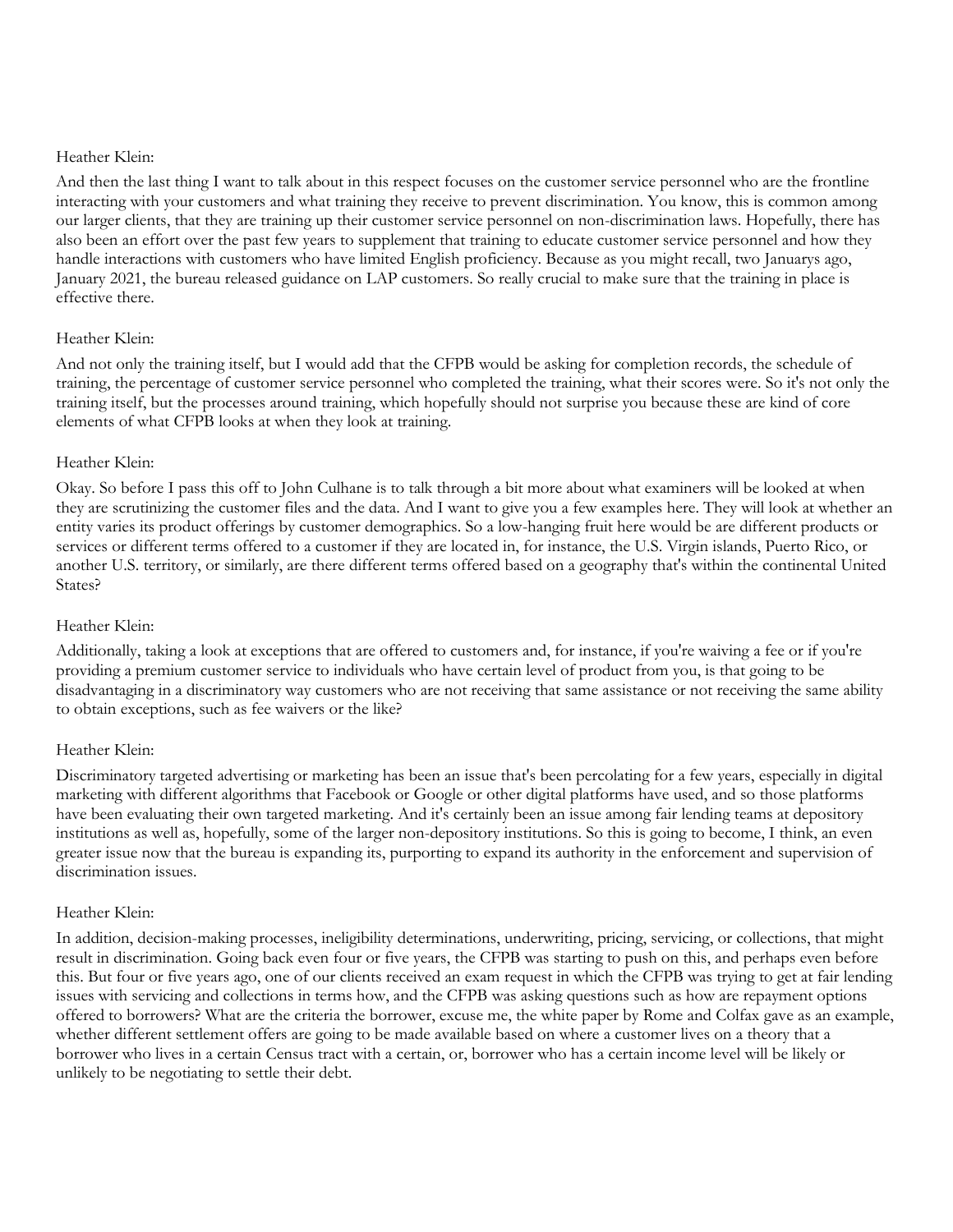Heather Klein:

And then the last thing I want to talk about in this respect focuses on the customer service personnel who are the frontline interacting with your customers and what training they receive to prevent discrimination. You know, this is common among our larger clients, that they are training up their customer service personnel on non-discrimination laws. Hopefully, there has also been an effort over the past few years to supplement that training to educate customer service personnel and how they handle interactions with customers who have limited English proficiency. Because as you might recall, two Januarys ago, January 2021, the bureau released guidance on LAP customers. So really crucial to make sure that the training in place is effective there.

Heather Klein:

And not only the training itself, but I would add that the CFPB would be asking for completion records, the schedule of training, the percentage of customer service personnel who completed the training, what their scores were. So it's not only the training itself, but the processes around training, which hopefully should not surprise you because these are kind of core elements of what CFPB looks at when they look at training.

Heather Klein:

Okay. So before I pass this off to John Culhane is to talk through a bit more about what examiners will be looked at when they are scrutinizing the customer files and the data. And I want to give you a few examples here. They will look at whether an entity varies its product offerings by customer demographics. So a low-hanging fruit here would be are different products or services or different terms offered to a customer if they are located in, for instance, the U.S. Virgin islands, Puerto Rico, or another U.S. territory, or similarly, are there different terms offered based on a geography that's within the continental United States?

Heather Klein:

Additionally, taking a look at exceptions that are offered to customers and, for instance, if you're waiving a fee or if you're providing a premium customer service to individuals who have certain level of product from you, is that going to be disadvantaging in a discriminatory way customers who are not receiving that same assistance or not receiving the same ability to obtain exceptions, such as fee waivers or the like?

Heather Klein:

Discriminatory targeted advertising or marketing has been an issue that's been percolating for a few years, especially in digital marketing with different algorithms that Facebook or Google or other digital platforms have used, and so those platforms have been evaluating their own targeted marketing. And it's certainly been an issue among fair lending teams at depository institutions as well as, hopefully, some of the larger non-depository institutions. So this is going to become, I think, an even greater issue now that the bureau is expanding its, purporting to expand its authority in the enforcement and supervision of discrimination issues.

Heather Klein:

In addition, decision-making processes, ineligibility determinations, underwriting, pricing, servicing, or collections, that might result in discrimination. Going back even four or five years, the CFPB was starting to push on this, and perhaps even before this. But four or five years ago, one of our clients received an exam request in which the CFPB was trying to get at fair lending issues with servicing and collections in terms how, and the CFPB was asking questions such as how are repayment options offered to borrowers? What are the criteria the borrower, excuse me, the white paper by Rome and Colfax gave as an example, whether different settlement offers are going to be made available based on where a customer lives on a theory that a borrower who lives in a certain Census tract with a certain, or, borrower who has a certain income level will be likely or unlikely to be negotiating to settle their debt.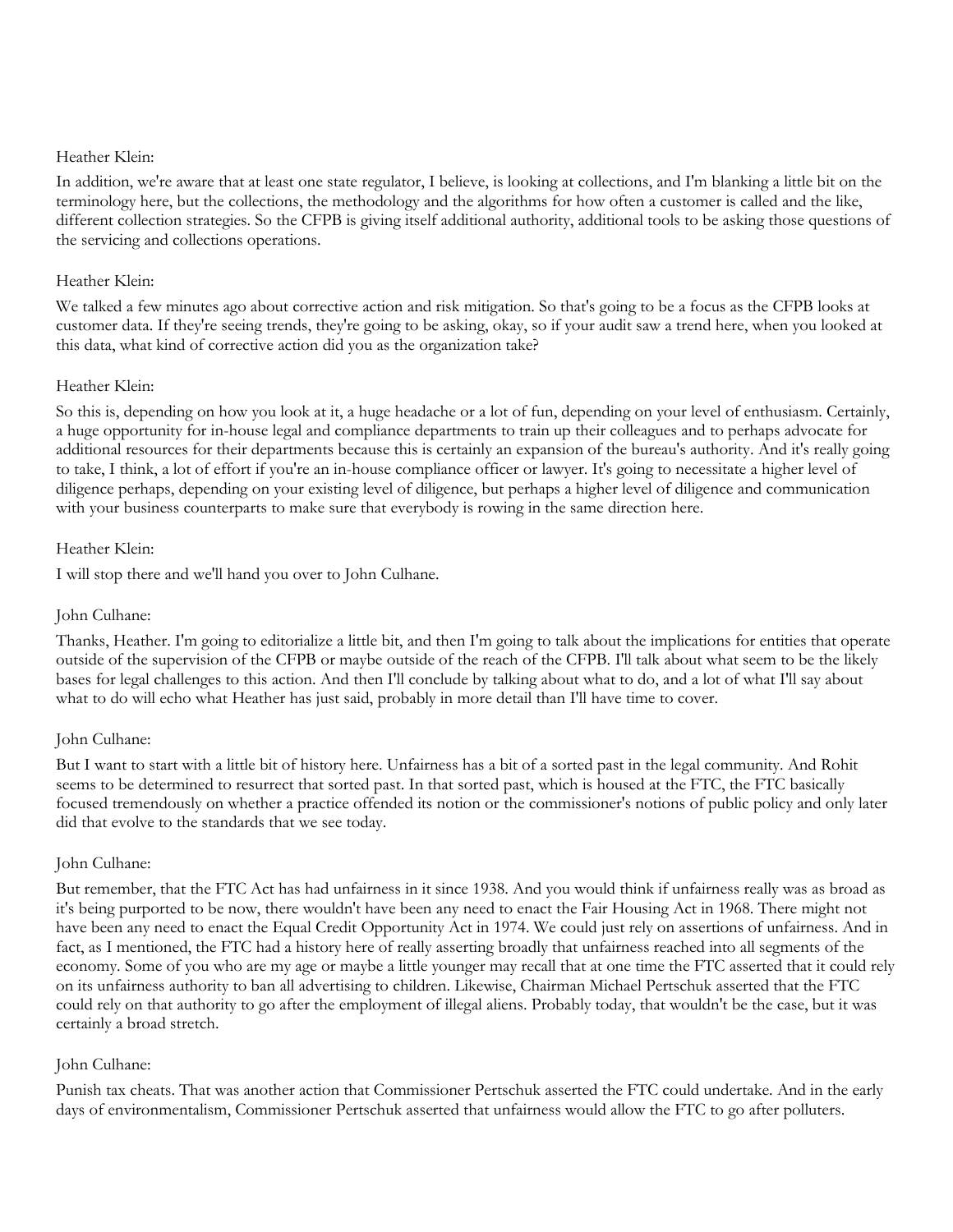Heather Klein:

In addition, we're aware that at least one state regulator, I believe, is looking at collections, and I'm blanking a little bit on the terminology here, but the collections, the methodology and the algorithms for how often a customer is called and the like, different collection strategies. So the CFPB is giving itself additional authority, additional tools to be asking those questions of the servicing and collections operations.

Heather Klein:

We talked a few minutes ago about corrective action and risk mitigation. So that's going to be a focus as the CFPB looks at customer data. If they're seeing trends, they're going to be asking, okay, so if your audit saw a trend here, when you looked at this data, what kind of corrective action did you as the organization take?

Heather Klein:

So this is, depending on how you look at it, a huge headache or a lot of fun, depending on your level of enthusiasm. Certainly, a huge opportunity for in-house legal and compliance departments to train up their colleagues and to perhaps advocate for additional resources for their departments because this is certainly an expansion of the bureau's authority. And it's really going to take, I think, a lot of effort if you're an in-house compliance officer or lawyer. It's going to necessitate a higher level of diligence perhaps, depending on your existing level of diligence, but perhaps a higher level of diligence and communication with your business counterparts to make sure that everybody is rowing in the same direction here.

Heather Klein:

I will stop there and we'll hand you over to John Culhane.

John Culhane:

Thanks, Heather. I'm going to editorialize a little bit, and then I'm going to talk about the implications for entities that operate outside of the supervision of the CFPB or maybe outside of the reach of the CFPB. I'll talk about what seem to be the likely bases for legal challenges to this action. And then I'll conclude by talking about what to do, and a lot of what I'll say about what to do will echo what Heather has just said, probably in more detail than I'll have time to cover.

John Culhane:

But I want to start with a little bit of history here. Unfairness has a bit of a sorted past in the legal community. And Rohit seems to be determined to resurrect that sorted past. In that sorted past, which is housed at the FTC, the FTC basically focused tremendously on whether a practice offended its notion or the commissioner's notions of public policy and only later did that evolve to the standards that we see today.

John Culhane:

But remember, that the FTC Act has had unfairness in it since 1938. And you would think if unfairness really was as broad as it's being purported to be now, there wouldn't have been any need to enact the Fair Housing Act in 1968. There might not have been any need to enact the Equal Credit Opportunity Act in 1974. We could just rely on assertions of unfairness. And in fact, as I mentioned, the FTC had a history here of really asserting broadly that unfairness reached into all segments of the economy. Some of you who are my age or maybe a little younger may recall that at one time the FTC asserted that it could rely on its unfairness authority to ban all advertising to children. Likewise, Chairman Michael Pertschuk asserted that the FTC could rely on that authority to go after the employment of illegal aliens. Probably today, that wouldn't be the case, but it was certainly a broad stretch.

John Culhane:

Punish tax cheats. That was another action that Commissioner Pertschuk asserted the FTC could undertake. And in the early days of environmentalism, Commissioner Pertschuk asserted that unfairness would allow the FTC to go after polluters.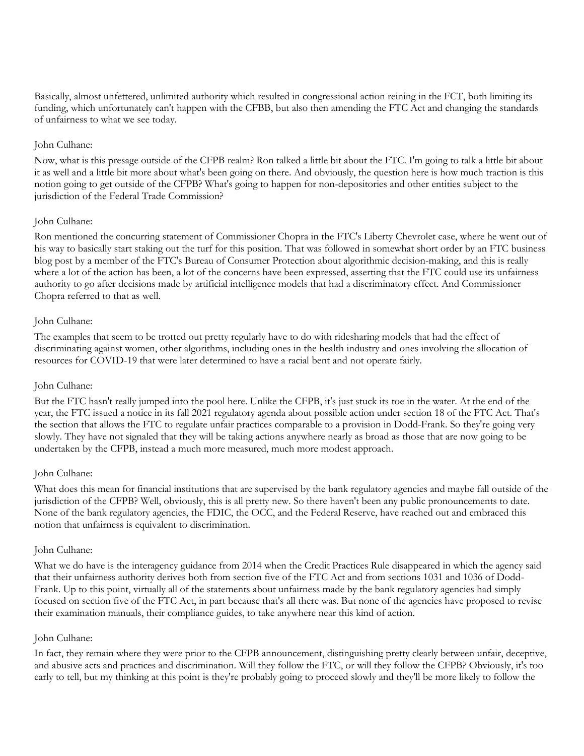Basically, almost unfettered, unlimited authority which resulted in congressional action reining in the FCT, both limiting its funding, which unfortunately can't happen with the CFBB, but also then amending the FTC Act and changing the standards of unfairness to what we see today.

John Culhane:

Now, what is this presage outside of the CFPB realm? Ron talked a little bit about the FTC. I'm going to talk a little bit about it as well and a little bit more about what's been going on there. And obviously, the question here is how much traction is this notion going to get outside of the CFPB? What's going to happen for non-depositories and other entities subject to the jurisdiction of the Federal Trade Commission?

John Culhane:

Ron mentioned the concurring statement of Commissioner Chopra in the FTC's Liberty Chevrolet case, where he went out of his way to basically start staking out the turf for this position. That was followed in somewhat short order by an FTC business blog post by a member of the FTC's Bureau of Consumer Protection about algorithmic decision-making, and this is really where a lot of the action has been, a lot of the concerns have been expressed, asserting that the FTC could use its unfairness authority to go after decisions made by artificial intelligence models that had a discriminatory effect. And Commissioner Chopra referred to that as well.

John Culhane:

The examples that seem to be trotted out pretty regularly have to do with ridesharing models that had the effect of discriminating against women, other algorithms, including ones in the health industry and ones involving the allocation of resources for COVID-19 that were later determined to have a racial bent and not operate fairly.

John Culhane:

But the FTC hasn't really jumped into the pool here. Unlike the CFPB, it's just stuck its toe in the water. At the end of the year, the FTC issued a notice in its fall 2021 regulatory agenda about possible action under section 18 of the FTC Act. That's the section that allows the FTC to regulate unfair practices comparable to a provision in Dodd-Frank. So they're going very slowly. They have not signaled that they will be taking actions anywhere nearly as broad as those that are now going to be undertaken by the CFPB, instead a much more measured, much more modest approach.

John Culhane:

What does this mean for financial institutions that are supervised by the bank regulatory agencies and maybe fall outside of the jurisdiction of the CFPB? Well, obviously, this is all pretty new. So there haven't been any public pronouncements to date. None of the bank regulatory agencies, the FDIC, the OCC, and the Federal Reserve, have reached out and embraced this notion that unfairness is equivalent to discrimination.

John Culhane:

What we do have is the interagency guidance from 2014 when the Credit Practices Rule disappeared in which the agency said that their unfairness authority derives both from section five of the FTC Act and from sections 1031 and 1036 of Dodd-Frank. Up to this point, virtually all of the statements about unfairness made by the bank regulatory agencies had simply focused on section five of the FTC Act, in part because that's all there was. But none of the agencies have proposed to revise their examination manuals, their compliance guides, to take anywhere near this kind of action.

John Culhane:

In fact, they remain where they were prior to the CFPB announcement, distinguishing pretty clearly between unfair, deceptive, and abusive acts and practices and discrimination. Will they follow the FTC, or will they follow the CFPB? Obviously, it's too early to tell, but my thinking at this point is they're probably going to proceed slowly and they'll be more likely to follow the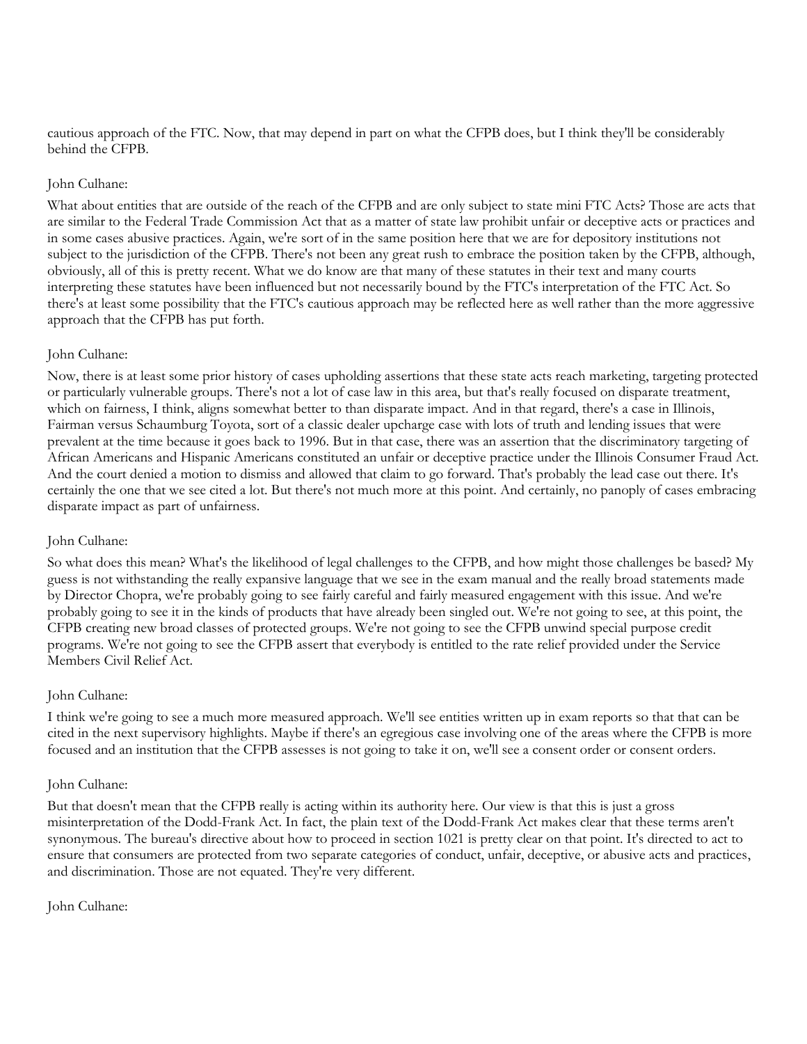cautious approach of the FTC. Now, that may depend in part on what the CFPB does, but I think they'll be considerably behind the CFPB.

John Culhane:

What about entities that are outside of the reach of the CFPB and are only subject to state mini FTC Acts? Those are acts that are similar to the Federal Trade Commission Act that as a matter of state law prohibit unfair or deceptive acts or practices and in some cases abusive practices. Again, we're sort of in the same position here that we are for depository institutions not subject to the jurisdiction of the CFPB. There's not been any great rush to embrace the position taken by the CFPB, although, obviously, all of this is pretty recent. What we do know are that many of these statutes in their text and many courts interpreting these statutes have been influenced but not necessarily bound by the FTC's interpretation of the FTC Act. So there's at least some possibility that the FTC's cautious approach may be reflected here as well rather than the more aggressive approach that the CFPB has put forth.

John Culhane:

Now, there is at least some prior history of cases upholding assertions that these state acts reach marketing, targeting protected or particularly vulnerable groups. There's not a lot of case law in this area, but that's really focused on disparate treatment, which on fairness, I think, aligns somewhat better to than disparate impact. And in that regard, there's a case in Illinois, Fairman versus Schaumburg Toyota, sort of a classic dealer upcharge case with lots of truth and lending issues that were prevalent at the time because it goes back to 1996. But in that case, there was an assertion that the discriminatory targeting of African Americans and Hispanic Americans constituted an unfair or deceptive practice under the Illinois Consumer Fraud Act. And the court denied a motion to dismiss and allowed that claim to go forward. That's probably the lead case out there. It's certainly the one that we see cited a lot. But there's not much more at this point. And certainly, no panoply of cases embracing disparate impact as part of unfairness.

John Culhane:

So what does this mean? What's the likelihood of legal challenges to the CFPB, and how might those challenges be based? My guess is not withstanding the really expansive language that we see in the exam manual and the really broad statements made by Director Chopra, we're probably going to see fairly careful and fairly measured engagement with this issue. And we're probably going to see it in the kinds of products that have already been singled out. We're not going to see, at this point, the CFPB creating new broad classes of protected groups. We're not going to see the CFPB unwind special purpose credit programs. We're not going to see the CFPB assert that everybody is entitled to the rate relief provided under the Service Members Civil Relief Act.

John Culhane:

I think we're going to see a much more measured approach. We'll see entities written up in exam reports so that that can be cited in the next supervisory highlights. Maybe if there's an egregious case involving one of the areas where the CFPB is more focused and an institution that the CFPB assesses is not going to take it on, we'll see a consent order or consent orders.

John Culhane:

But that doesn't mean that the CFPB really is acting within its authority here. Our view is that this is just a gross misinterpretation of the Dodd-Frank Act. In fact, the plain text of the Dodd-Frank Act makes clear that these terms aren't synonymous. The bureau's directive about how to proceed in section 1021 is pretty clear on that point. It's directed to act to ensure that consumers are protected from two separate categories of conduct, unfair, deceptive, or abusive acts and practices, and discrimination. Those are not equated. They're very different.

John Culhane: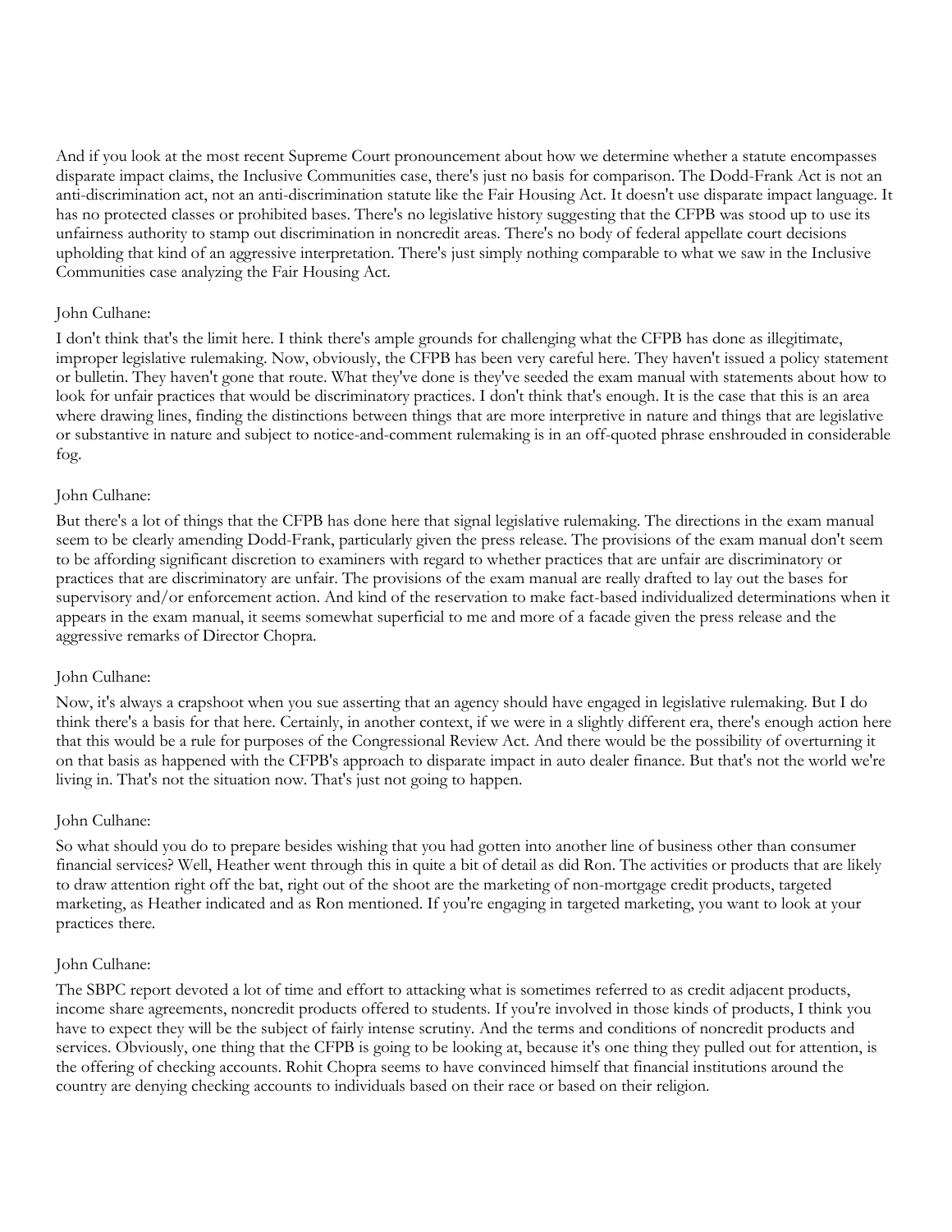And if you look at the most recent Supreme Court pronouncement about how we determine whether a statute encompasses disparate impact claims, the Inclusive Communities case, there's just no basis for comparison. The Dodd-Frank Act is not an anti-discrimination act, not an anti-discrimination statute like the Fair Housing Act. It doesn't use disparate impact language. It has no protected classes or prohibited bases. There's no legislative history suggesting that the CFPB was stood up to use its unfairness authority to stamp out discrimination in noncredit areas. There's no body of federal appellate court decisions upholding that kind of an aggressive interpretation. There's just simply nothing comparable to what we saw in the Inclusive Communities case analyzing the Fair Housing Act.

John Culhane:

I don't think that's the limit here. I think there's ample grounds for challenging what the CFPB has done as illegitimate, improper legislative rulemaking. Now, obviously, the CFPB has been very careful here. They haven't issued a policy statement or bulletin. They haven't gone that route. What they've done is they've seeded the exam manual with statements about how to look for unfair practices that would be discriminatory practices. I don't think that's enough. It is the case that this is an area where drawing lines, finding the distinctions between things that are more interpretive in nature and things that are legislative or substantive in nature and subject to notice-and-comment rulemaking is in an off-quoted phrase enshrouded in considerable fog.

John Culhane:

But there's a lot of things that the CFPB has done here that signal legislative rulemaking. The directions in the exam manual seem to be clearly amending Dodd-Frank, particularly given the press release. The provisions of the exam manual don't seem to be affording significant discretion to examiners with regard to whether practices that are unfair are discriminatory or practices that are discriminatory are unfair. The provisions of the exam manual are really drafted to lay out the bases for supervisory and/or enforcement action. And kind of the reservation to make fact-based individualized determinations when it appears in the exam manual, it seems somewhat superficial to me and more of a facade given the press release and the aggressive remarks of Director Chopra.

John Culhane:

Now, it's always a crapshoot when you sue asserting that an agency should have engaged in legislative rulemaking. But I do think there's a basis for that here. Certainly, in another context, if we were in a slightly different era, there's enough action here that this would be a rule for purposes of the Congressional Review Act. And there would be the possibility of overturning it on that basis as happened with the CFPB's approach to disparate impact in auto dealer finance. But that's not the world we're living in. That's not the situation now. That's just not going to happen.

John Culhane:

So what should you do to prepare besides wishing that you had gotten into another line of business other than consumer financial services? Well, Heather went through this in quite a bit of detail as did Ron. The activities or products that are likely to draw attention right off the bat, right out of the shoot are the marketing of non-mortgage credit products, targeted marketing, as Heather indicated and as Ron mentioned. If you're engaging in targeted marketing, you want to look at your practices there.

John Culhane:

The SBPC report devoted a lot of time and effort to attacking what is sometimes referred to as credit adjacent products, income share agreements, noncredit products offered to students. If you're involved in those kinds of products, I think you have to expect they will be the subject of fairly intense scrutiny. And the terms and conditions of noncredit products and services. Obviously, one thing that the CFPB is going to be looking at, because it's one thing they pulled out for attention, is the offering of checking accounts. Rohit Chopra seems to have convinced himself that financial institutions around the country are denying checking accounts to individuals based on their race or based on their religion.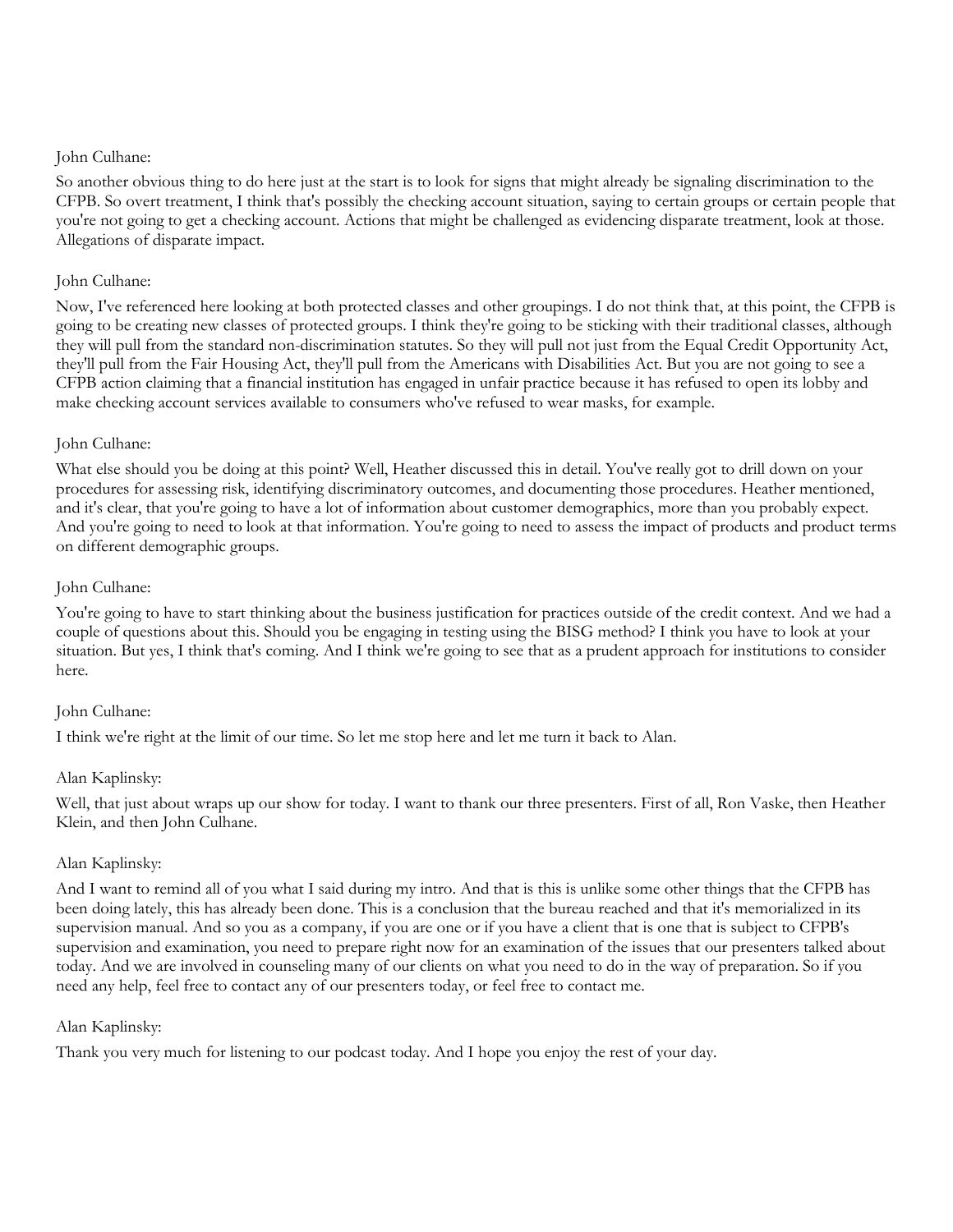John Culhane:

So another obvious thing to do here just at the start is to look for signs that might already be signaling discrimination to the CFPB. So overt treatment, I think that's possibly the checking account situation, saying to certain groups or certain people that you're not going to get a checking account. Actions that might be challenged as evidencing disparate treatment, look at those. Allegations of disparate impact.

John Culhane:

Now, I've referenced here looking at both protected classes and other groupings. I do not think that, at this point, the CFPB is going to be creating new classes of protected groups. I think they're going to be sticking with their traditional classes, although they will pull from the standard non-discrimination statutes. So they will pull not just from the Equal Credit Opportunity Act, they'll pull from the Fair Housing Act, they'll pull from the Americans with Disabilities Act. But you are not going to see a CFPB action claiming that a financial institution has engaged in unfair practice because it has refused to open its lobby and make checking account services available to consumers who've refused to wear masks, for example.

John Culhane:

What else should you be doing at this point? Well, Heather discussed this in detail. You've really got to drill down on your procedures for assessing risk, identifying discriminatory outcomes, and documenting those procedures. Heather mentioned, and it's clear, that you're going to have a lot of information about customer demographics, more than you probably expect. And you're going to need to look at that information. You're going to need to assess the impact of products and product terms on different demographic groups.

John Culhane:

You're going to have to start thinking about the business justification for practices outside of the credit context. And we had a couple of questions about this. Should you be engaging in testing using the BISG method? I think you have to look at your situation. But yes, I think that's coming. And I think we're going to see that as a prudent approach for institutions to consider here.

John Culhane:

I think we're right at the limit of our time. So let me stop here and let me turn it back to Alan.

Alan Kaplinsky:

Well, that just about wraps up our show for today. I want to thank our three presenters. First of all, Ron Vaske, then Heather Klein, and then John Culhane.

Alan Kaplinsky:

And I want to remind all of you what I said during my intro. And that is this is unlike some other things that the CFPB has been doing lately, this has already been done. This is a conclusion that the bureau reached and that it's memorialized in its supervision manual. And so you as a company, if you are one or if you have a client that is one that is subject to CFPB's supervision and examination, you need to prepare right now for an examination of the issues that our presenters talked about today. And we are involved in counseling many of our clients on what you need to do in the way of preparation. So if you need any help, feel free to contact any of our presenters today, or feel free to contact me.

Alan Kaplinsky:

Thank you very much for listening to our podcast today. And I hope you enjoy the rest of your day.